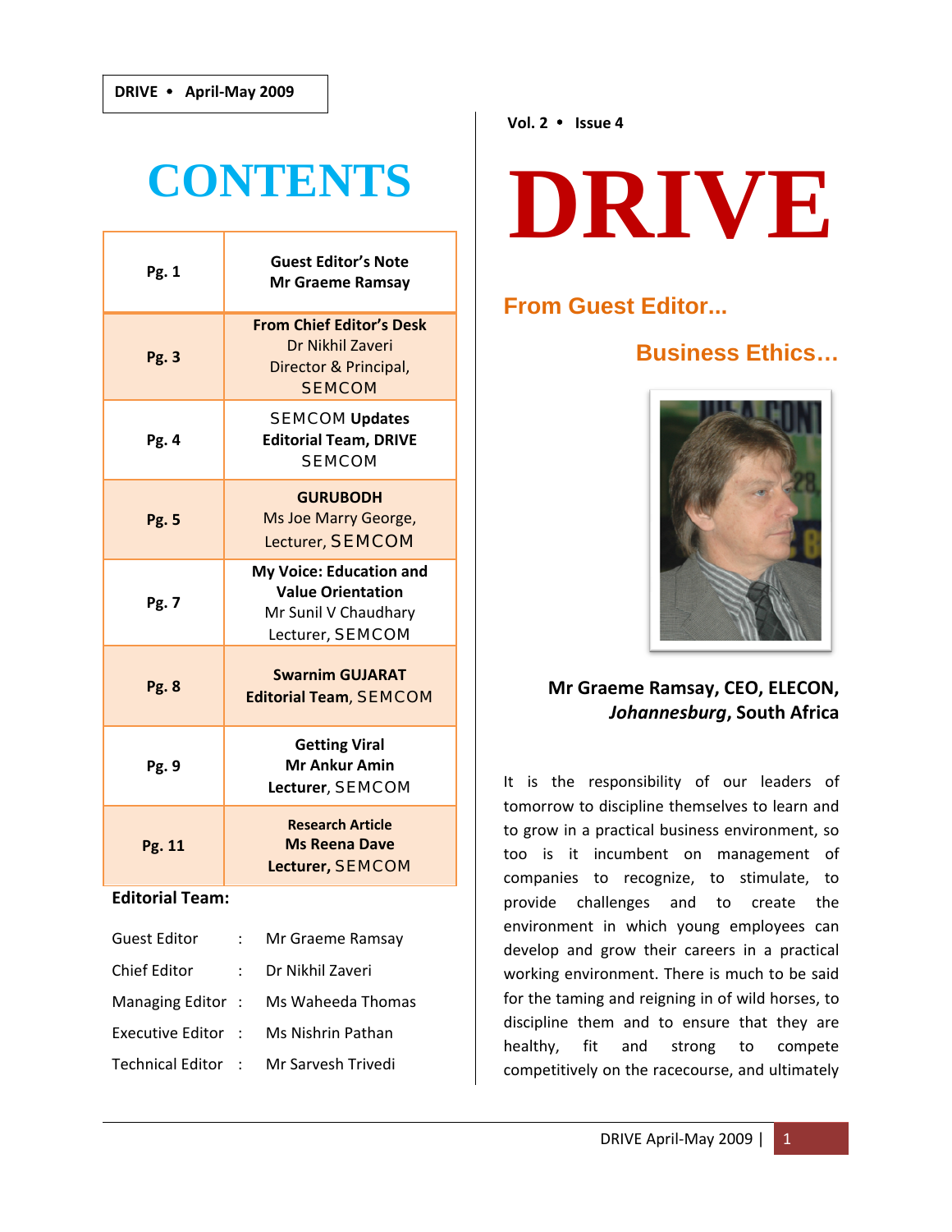# CONTENTS

| Page | Content |
|---|---|
| **Pg. 1** | **Guest Editor's Note**<br>**Mr Graeme Ramsay** |
| **Pg. 3** | **From Chief Editor's Desk**<br>Dr Nikhil Zaveri<br>Director & Principal,<br>SEMCOM |
| **Pg. 4** | SEMCOM **Updates**<br>**Editorial Team, DRIVE**<br>SEMCOM |
| **Pg. 5** | **GURUBODH**<br>Ms Joe Marry George,<br>Lecturer, SEMCOM |
| **Pg. 7** | **My Voice: Education and Value Orientation**<br>Mr Sunil V Chaudhary<br>Lecturer, SEMCOM |
| **Pg. 8** | **Swarnim GUJARAT**<br>**Editorial Team**, SEMCOM |
| **Pg. 9** | **Getting Viral**<br>**Mr Ankur Amin**<br>**Lecturer**, SEMCOM |
| **Pg. 11** | **Research Article**<br>**Ms Reena Dave**<br>**Lecturer,** SEMCOM |

**Editorial Team:**

| | | |
|---|---|---|
| Guest Editor | : | Mr Graeme Ramsay |
| Chief Editor | : | Dr Nikhil Zaveri |
| Managing Editor | : | Ms Waheeda Thomas |
| Executive Editor | : | Ms Nishrin Pathan |
| Technical Editor | : | Mr Sarvesh Trivedi |

# DRIVE

## From Guest Editor...

## Business Ethics…

**Mr Graeme Ramsay, CEO, ELECON, *Johannesburg*, South Africa**

It is the responsibility of our leaders of tomorrow to discipline themselves to learn and to grow in a practical business environment, so too is it incumbent on management of companies to recognize, to stimulate, to provide challenges and to create the environment in which young employees can develop and grow their careers in a practical working environment. There is much to be said for the taming and reigning in of wild horses, to discipline them and to ensure that they are healthy, fit and strong to compete competitively on the racecourse, and ultimately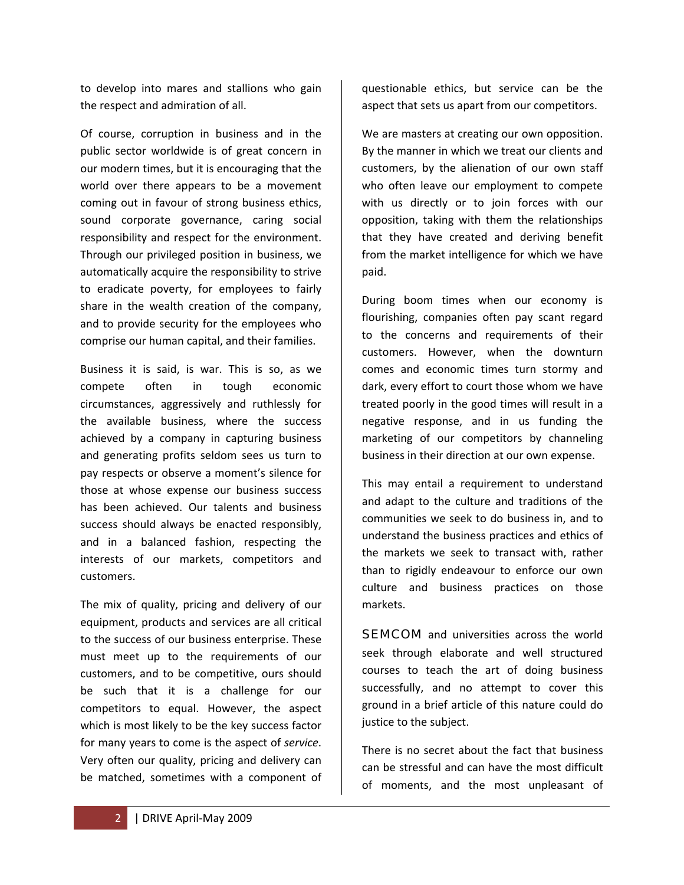to develop into mares and stallions who gain the respect and admiration of all.

Of course, corruption in business and in the public sector worldwide is of great concern in our modern times, but it is encouraging that the world over there appears to be a movement coming out in favour of strong business ethics, sound corporate governance, caring social responsibility and respect for the environment. Through our privileged position in business, we automatically acquire the responsibility to strive to eradicate poverty, for employees to fairly share in the wealth creation of the company, and to provide security for the employees who comprise our human capital, and their families.

Business it is said, is war. This is so, as we compete often in tough economic circumstances, aggressively and ruthlessly for the available business, where the success achieved by a company in capturing business and generating profits seldom sees us turn to pay respects or observe a moment's silence for those at whose expense our business success has been achieved. Our talents and business success should always be enacted responsibly, and in a balanced fashion, respecting the interests of our markets, competitors and customers.

The mix of quality, pricing and delivery of our equipment, products and services are all critical to the success of our business enterprise. These must meet up to the requirements of our customers, and to be competitive, ours should be such that it is a challenge for our competitors to equal. However, the aspect which is most likely to be the key success factor for many years to come is the aspect of *service*. Very often our quality, pricing and delivery can be matched, sometimes with a component of questionable ethics, but service can be the aspect that sets us apart from our competitors.

We are masters at creating our own opposition. By the manner in which we treat our clients and customers, by the alienation of our own staff who often leave our employment to compete with us directly or to join forces with our opposition, taking with them the relationships that they have created and deriving benefit from the market intelligence for which we have paid.

During boom times when our economy is flourishing, companies often pay scant regard to the concerns and requirements of their customers. However, when the downturn comes and economic times turn stormy and dark, every effort to court those whom we have treated poorly in the good times will result in a negative response, and in us funding the marketing of our competitors by channeling business in their direction at our own expense.

This may entail a requirement to understand and adapt to the culture and traditions of the communities we seek to do business in, and to understand the business practices and ethics of the markets we seek to transact with, rather than to rigidly endeavour to enforce our own culture and business practices on those markets.

SEMCOM and universities across the world seek through elaborate and well structured courses to teach the art of doing business successfully, and no attempt to cover this ground in a brief article of this nature could do justice to the subject.

There is no secret about the fact that business can be stressful and can have the most difficult of moments, and the most unpleasant of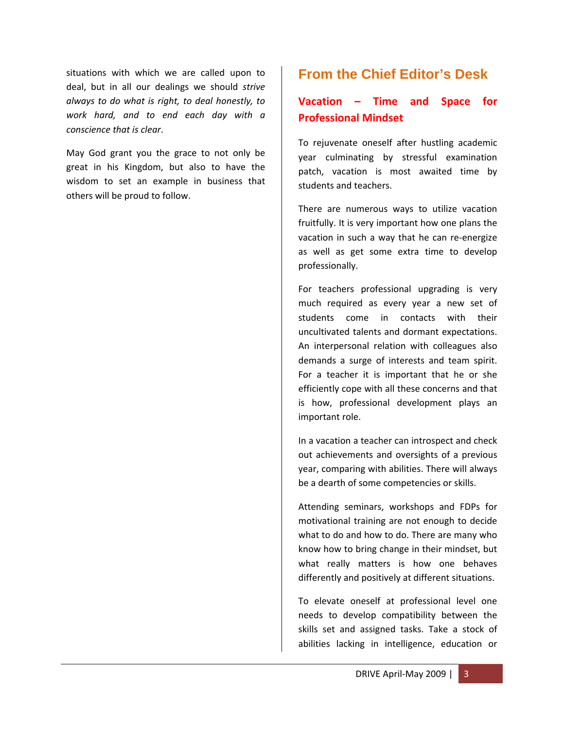situations with which we are called upon to deal, but in all our dealings we should *strive always to do what is right, to deal honestly, to work hard, and to end each day with a conscience that is clear*.

May God grant you the grace to not only be great in his Kingdom, but also to have the wisdom to set an example in business that others will be proud to follow.

## From the Chief Editor's Desk

### Vacation – Time and Space for Professional Mindset

To rejuvenate oneself after hustling academic year culminating by stressful examination patch, vacation is most awaited time by students and teachers.

There are numerous ways to utilize vacation fruitfully. It is very important how one plans the vacation in such a way that he can re-energize as well as get some extra time to develop professionally.

For teachers professional upgrading is very much required as every year a new set of students come in contacts with their uncultivated talents and dormant expectations. An interpersonal relation with colleagues also demands a surge of interests and team spirit. For a teacher it is important that he or she efficiently cope with all these concerns and that is how, professional development plays an important role.

In a vacation a teacher can introspect and check out achievements and oversights of a previous year, comparing with abilities. There will always be a dearth of some competencies or skills.

Attending seminars, workshops and FDPs for motivational training are not enough to decide what to do and how to do. There are many who know how to bring change in their mindset, but what really matters is how one behaves differently and positively at different situations.

To elevate oneself at professional level one needs to develop compatibility between the skills set and assigned tasks. Take a stock of abilities lacking in intelligence, education or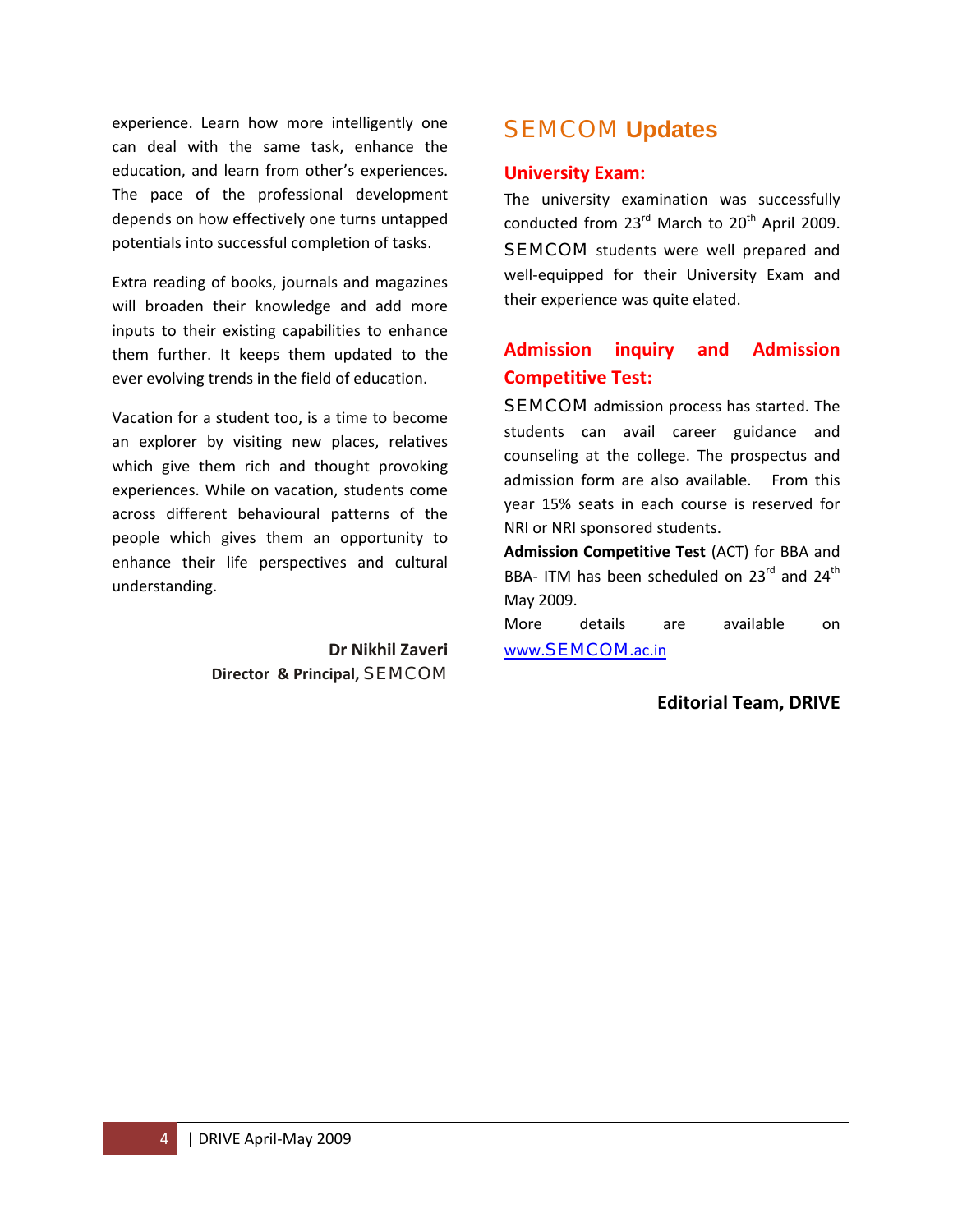experience. Learn how more intelligently one can deal with the same task, enhance the education, and learn from other's experiences. The pace of the professional development depends on how effectively one turns untapped potentials into successful completion of tasks.

Extra reading of books, journals and magazines will broaden their knowledge and add more inputs to their existing capabilities to enhance them further. It keeps them updated to the ever evolving trends in the field of education.

Vacation for a student too, is a time to become an explorer by visiting new places, relatives which give them rich and thought provoking experiences. While on vacation, students come across different behavioural patterns of the people which gives them an opportunity to enhance their life perspectives and cultural understanding.

**Dr Nikhil Zaveri**
**Director & Principal,** SEMCOM

## SEMCOM Updates

### University Exam:

The university examination was successfully conducted from 23rd March to 20th April 2009. SEMCOM students were well prepared and well-equipped for their University Exam and their experience was quite elated.

### Admission inquiry and Admission Competitive Test:

SEMCOM admission process has started. The students can avail career guidance and counseling at the college. The prospectus and admission form are also available. From this year 15% seats in each course is reserved for NRI or NRI sponsored students.

**Admission Competitive Test** (ACT) for BBA and BBA- ITM has been scheduled on 23rd and 24th May 2009.

More details are available on [www.SEMCOM.ac.in](http://www.SEMCOM.ac.in)

**Editorial Team, DRIVE**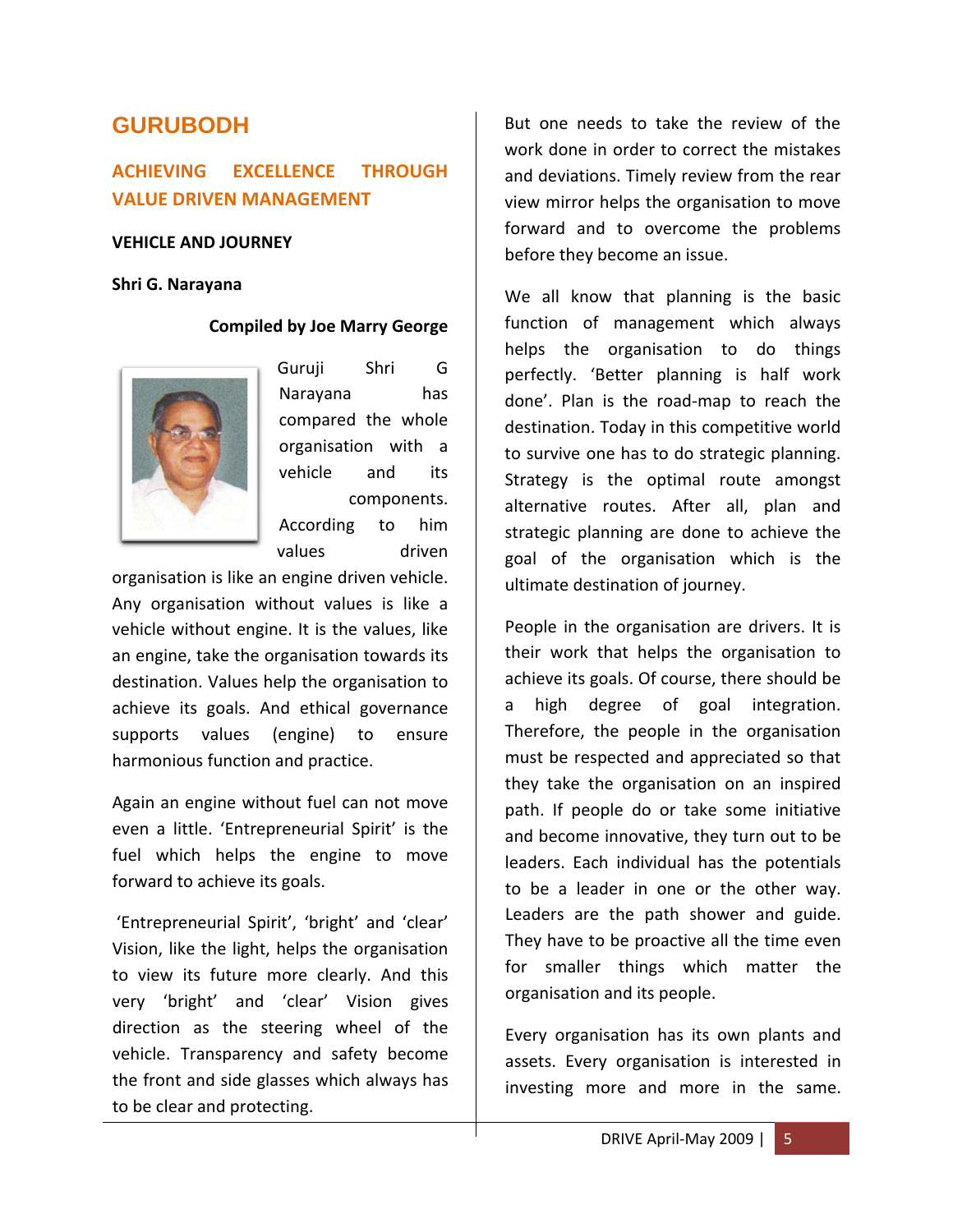# GURUBODH

## ACHIEVING EXCELLENCE THROUGH VALUE DRIVEN MANAGEMENT

### VEHICLE AND JOURNEY

**Shri G. Narayana**

**Compiled by Joe Marry George**

Guruji Shri G Narayana has compared the whole organisation with a vehicle and its components. According to him values driven organisation is like an engine driven vehicle. Any organisation without values is like a vehicle without engine. It is the values, like an engine, take the organisation towards its destination. Values help the organisation to achieve its goals. And ethical governance supports values (engine) to ensure harmonious function and practice.

Again an engine without fuel can not move even a little. 'Entrepreneurial Spirit' is the fuel which helps the engine to move forward to achieve its goals.

'Entrepreneurial Spirit', 'bright' and 'clear' Vision, like the light, helps the organisation to view its future more clearly. And this very 'bright' and 'clear' Vision gives direction as the steering wheel of the vehicle. Transparency and safety become the front and side glasses which always has to be clear and protecting.

But one needs to take the review of the work done in order to correct the mistakes and deviations. Timely review from the rear view mirror helps the organisation to move forward and to overcome the problems before they become an issue.

We all know that planning is the basic function of management which always helps the organisation to do things perfectly. 'Better planning is half work done'. Plan is the road-map to reach the destination. Today in this competitive world to survive one has to do strategic planning. Strategy is the optimal route amongst alternative routes. After all, plan and strategic planning are done to achieve the goal of the organisation which is the ultimate destination of journey.

People in the organisation are drivers. It is their work that helps the organisation to achieve its goals. Of course, there should be a high degree of goal integration. Therefore, the people in the organisation must be respected and appreciated so that they take the organisation on an inspired path. If people do or take some initiative and become innovative, they turn out to be leaders. Each individual has the potentials to be a leader in one or the other way. Leaders are the path shower and guide. They have to be proactive all the time even for smaller things which matter the organisation and its people.

Every organisation has its own plants and assets. Every organisation is interested in investing more and more in the same.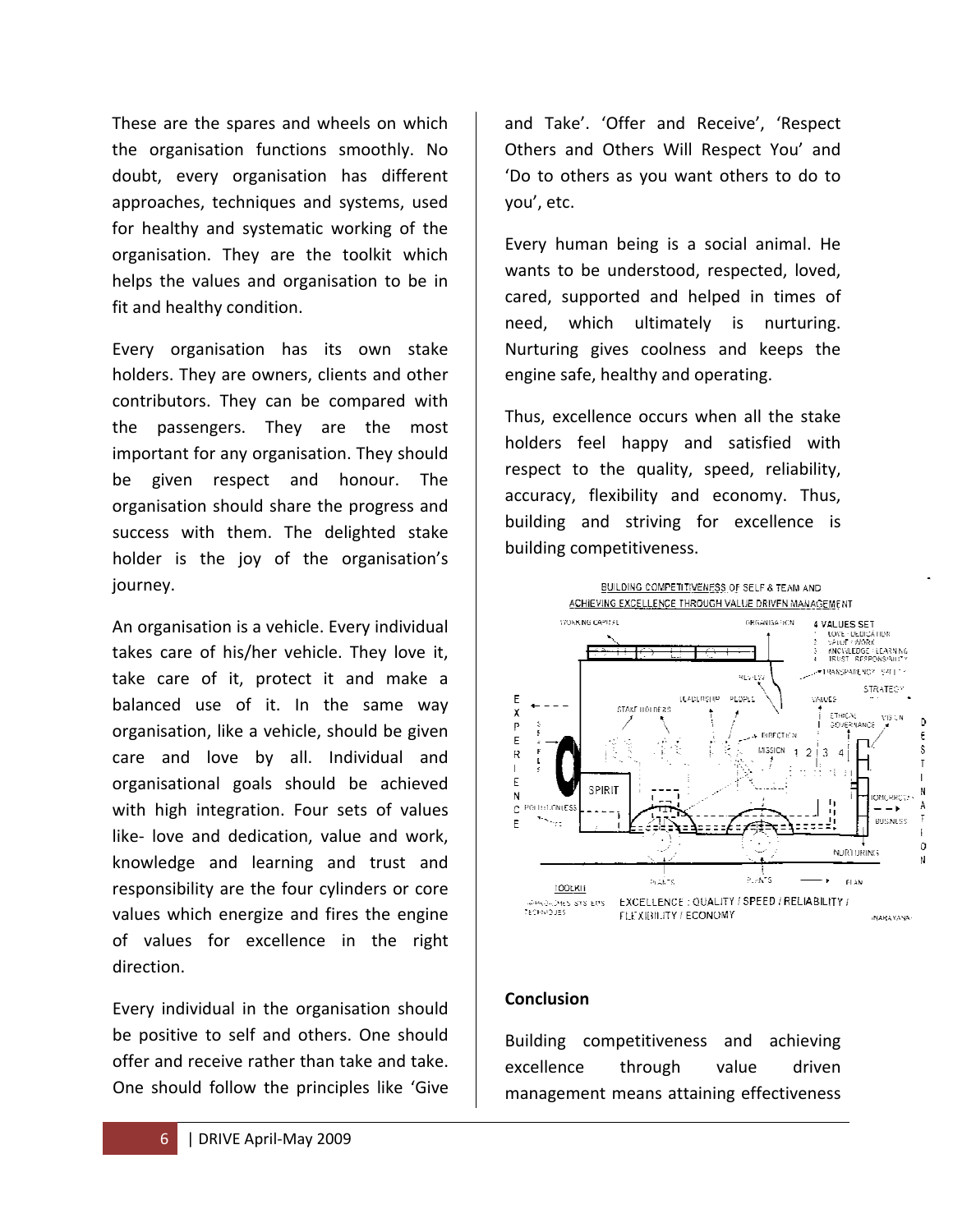These are the spares and wheels on which the organisation functions smoothly. No doubt, every organisation has different approaches, techniques and systems, used for healthy and systematic working of the organisation. They are the toolkit which helps the values and organisation to be in fit and healthy condition.

Every organisation has its own stake holders. They are owners, clients and other contributors. They can be compared with the passengers. They are the most important for any organisation. They should be given respect and honour. The organisation should share the progress and success with them. The delighted stake holder is the joy of the organisation's journey.

An organisation is a vehicle. Every individual takes care of his/her vehicle. They love it, take care of it, protect it and make a balanced use of it. In the same way organisation, like a vehicle, should be given care and love by all. Individual and organisational goals should be achieved with high integration. Four sets of values like- love and dedication, value and work, knowledge and learning and trust and responsibility are the four cylinders or core values which energize and fires the engine of values for excellence in the right direction.

Every individual in the organisation should be positive to self and others. One should offer and receive rather than take and take. One should follow the principles like 'Give and Take'. 'Offer and Receive', 'Respect Others and Others Will Respect You' and 'Do to others as you want others to do to you', etc.

Every human being is a social animal. He wants to be understood, respected, loved, cared, supported and helped in times of need, which ultimately is nurturing. Nurturing gives coolness and keeps the engine safe, healthy and operating.

Thus, excellence occurs when all the stake holders feel happy and satisfied with respect to the quality, speed, reliability, accuracy, flexibility and economy. Thus, building and striving for excellence is building competitiveness.

BUILDING COMPETITIVENESS OF SELF & TEAM AND ACHIEVING EXCELLENCE THROUGH VALUE DRIVEN MANAGEMENT

EXCELLENCE : QUALITY / SPEED / RELIABILITY / FLEXIBILITY / ECONOMY

**Conclusion**

Building competitiveness and achieving excellence through value driven management means attaining effectiveness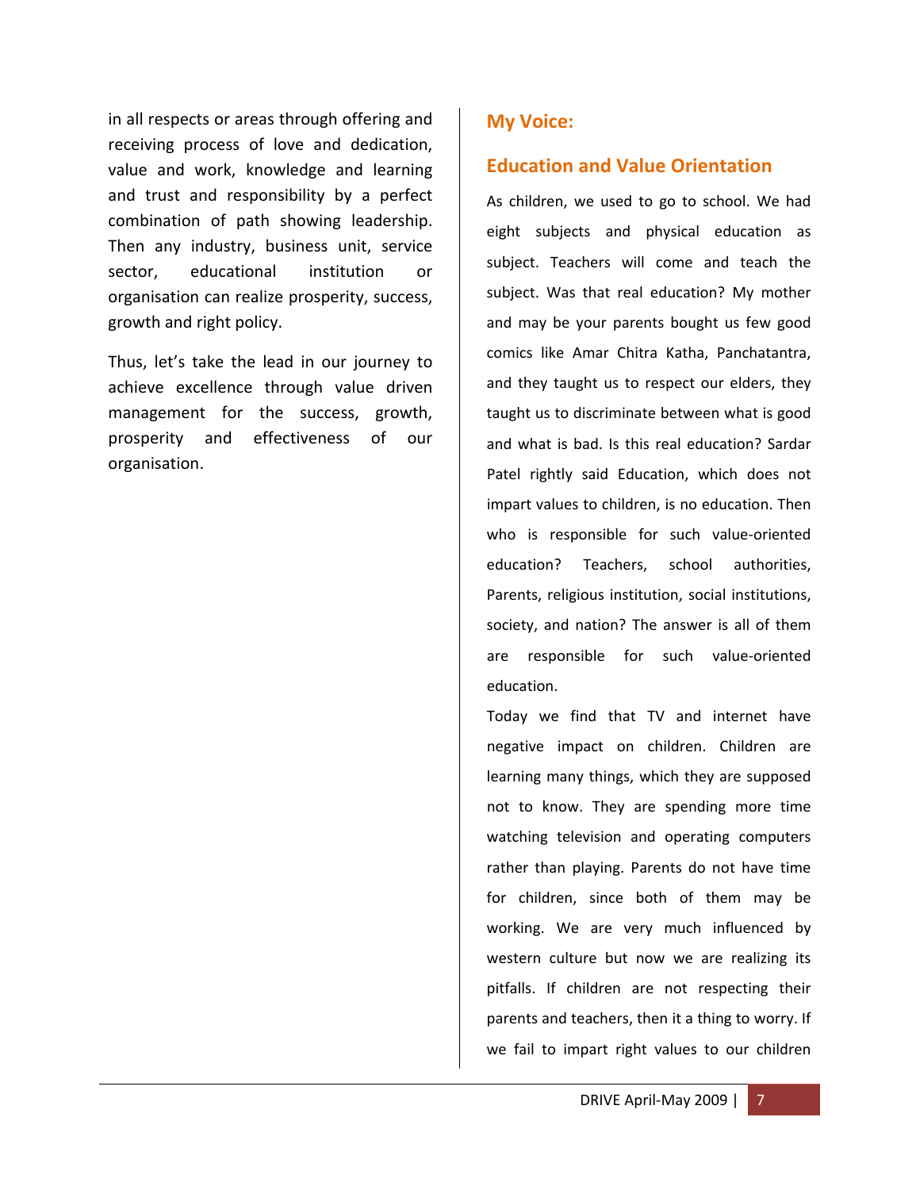in all respects or areas through offering and receiving process of love and dedication, value and work, knowledge and learning and trust and responsibility by a perfect combination of path showing leadership. Then any industry, business unit, service sector, educational institution or organisation can realize prosperity, success, growth and right policy.

Thus, let's take the lead in our journey to achieve excellence through value driven management for the success, growth, prosperity and effectiveness of our organisation.

## My Voice:

## Education and Value Orientation

As children, we used to go to school. We had eight subjects and physical education as subject. Teachers will come and teach the subject. Was that real education? My mother and may be your parents bought us few good comics like Amar Chitra Katha, Panchatantra, and they taught us to respect our elders, they taught us to discriminate between what is good and what is bad. Is this real education? Sardar Patel rightly said Education, which does not impart values to children, is no education. Then who is responsible for such value-oriented education? Teachers, school authorities, Parents, religious institution, social institutions, society, and nation? The answer is all of them are responsible for such value-oriented education.

Today we find that TV and internet have negative impact on children. Children are learning many things, which they are supposed not to know. They are spending more time watching television and operating computers rather than playing. Parents do not have time for children, since both of them may be working. We are very much influenced by western culture but now we are realizing its pitfalls. If children are not respecting their parents and teachers, then it a thing to worry. If we fail to impart right values to our children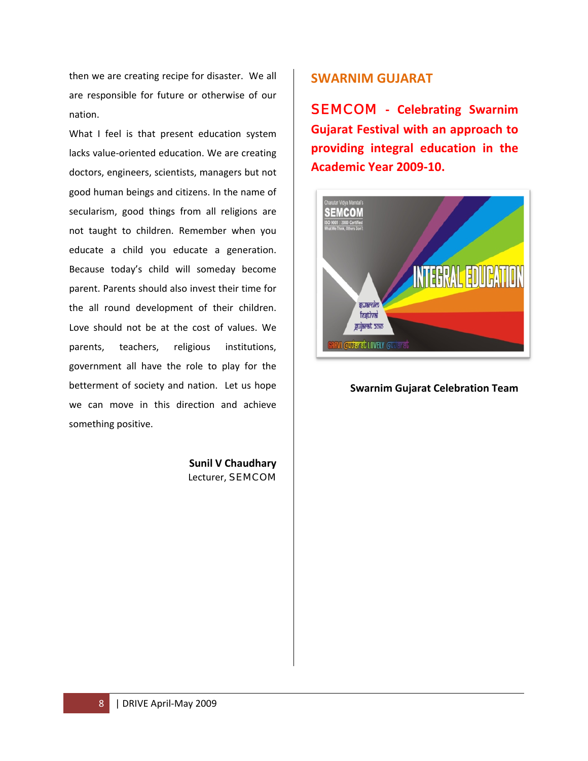then we are creating recipe for disaster. We all are responsible for future or otherwise of our nation.

What I feel is that present education system lacks value-oriented education. We are creating doctors, engineers, scientists, managers but not good human beings and citizens. In the name of secularism, good things from all religions are not taught to children. Remember when you educate a child you educate a generation. Because today's child will someday become parent. Parents should also invest their time for the all round development of their children. Love should not be at the cost of values. We parents, teachers, religious institutions, government all have the role to play for the betterment of society and nation. Let us hope we can move in this direction and achieve something positive.

**Sunil V Chaudhary**
Lecturer, SEMCOM

## SWARNIM GUJARAT

### SEMCOM - Celebrating Swarnim Gujarat Festival with an approach to providing integral education in the Academic Year 2009-10.

**Swarnim Gujarat Celebration Team**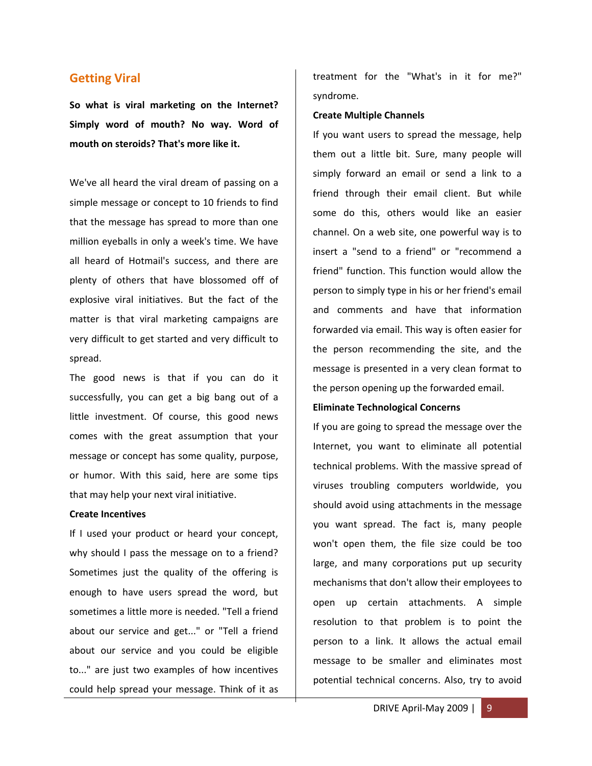## Getting Viral

**So what is viral marketing on the Internet? Simply word of mouth? No way. Word of mouth on steroids? That's more like it.**

We've all heard the viral dream of passing on a simple message or concept to 10 friends to find that the message has spread to more than one million eyeballs in only a week's time. We have all heard of Hotmail's success, and there are plenty of others that have blossomed off of explosive viral initiatives. But the fact of the matter is that viral marketing campaigns are very difficult to get started and very difficult to spread.

The good news is that if you can do it successfully, you can get a big bang out of a little investment. Of course, this good news comes with the great assumption that your message or concept has some quality, purpose, or humor. With this said, here are some tips that may help your next viral initiative.

**Create Incentives**

If I used your product or heard your concept, why should I pass the message on to a friend? Sometimes just the quality of the offering is enough to have users spread the word, but sometimes a little more is needed. "Tell a friend about our service and get..." or "Tell a friend about our service and you could be eligible to..." are just two examples of how incentives could help spread your message. Think of it as treatment for the "What's in it for me?" syndrome.

**Create Multiple Channels**

If you want users to spread the message, help them out a little bit. Sure, many people will simply forward an email or send a link to a friend through their email client. But while some do this, others would like an easier channel. On a web site, one powerful way is to insert a "send to a friend" or "recommend a friend" function. This function would allow the person to simply type in his or her friend's email and comments and have that information forwarded via email. This way is often easier for the person recommending the site, and the message is presented in a very clean format to the person opening up the forwarded email.

**Eliminate Technological Concerns**

If you are going to spread the message over the Internet, you want to eliminate all potential technical problems. With the massive spread of viruses troubling computers worldwide, you should avoid using attachments in the message you want spread. The fact is, many people won't open them, the file size could be too large, and many corporations put up security mechanisms that don't allow their employees to open up certain attachments. A simple resolution to that problem is to point the person to a link. It allows the actual email message to be smaller and eliminates most potential technical concerns. Also, try to avoid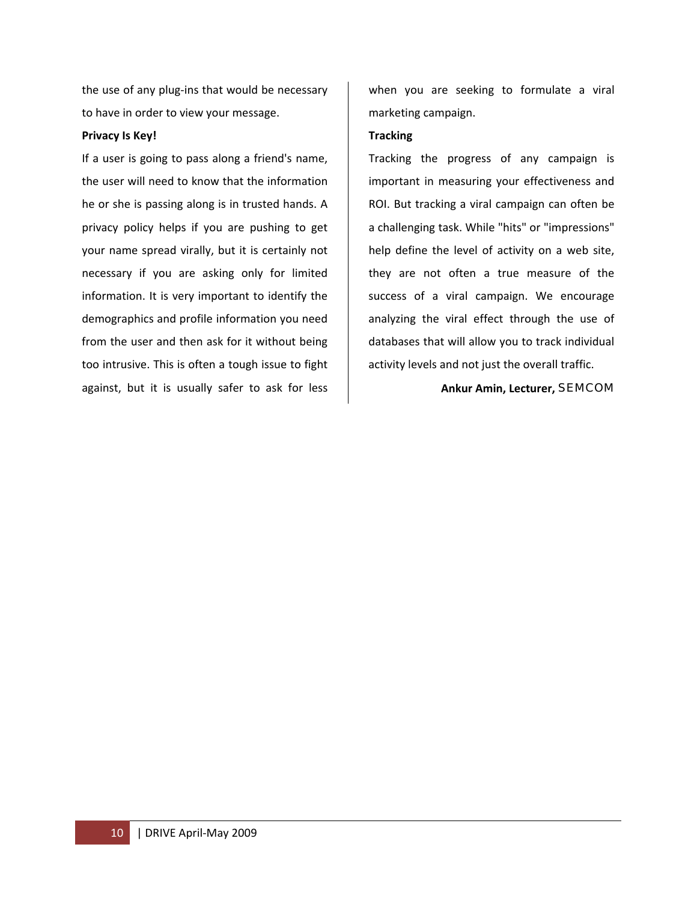the use of any plug-ins that would be necessary to have in order to view your message.

**Privacy Is Key!**

If a user is going to pass along a friend's name, the user will need to know that the information he or she is passing along is in trusted hands. A privacy policy helps if you are pushing to get your name spread virally, but it is certainly not necessary if you are asking only for limited information. It is very important to identify the demographics and profile information you need from the user and then ask for it without being too intrusive. This is often a tough issue to fight against, but it is usually safer to ask for less when you are seeking to formulate a viral marketing campaign.

**Tracking**

Tracking the progress of any campaign is important in measuring your effectiveness and ROI. But tracking a viral campaign can often be a challenging task. While "hits" or "impressions" help define the level of activity on a web site, they are not often a true measure of the success of a viral campaign. We encourage analyzing the viral effect through the use of databases that will allow you to track individual activity levels and not just the overall traffic.

**Ankur Amin, Lecturer,** SEMCOM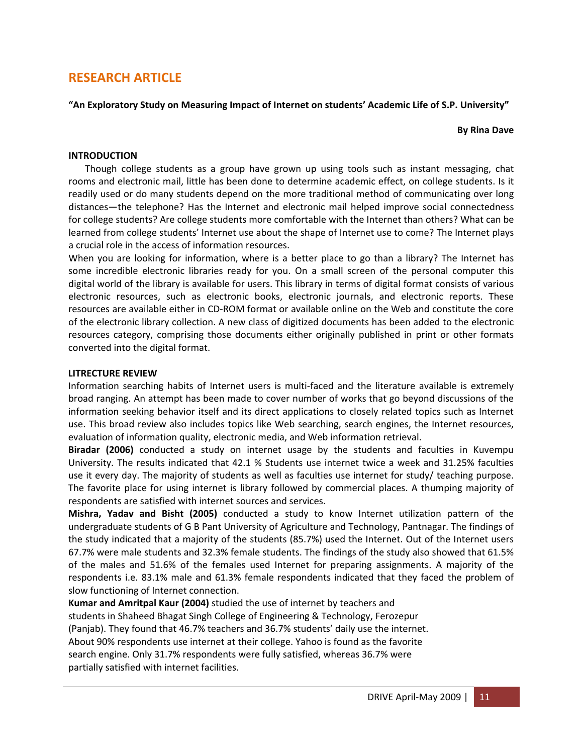## RESEARCH ARTICLE

**"An Exploratory Study on Measuring Impact of Internet on students' Academic Life of S.P. University"**

**By Rina Dave**

**INTRODUCTION**

Though college students as a group have grown up using tools such as instant messaging, chat rooms and electronic mail, little has been done to determine academic effect, on college students. Is it readily used or do many students depend on the more traditional method of communicating over long distances—the telephone? Has the Internet and electronic mail helped improve social connectedness for college students? Are college students more comfortable with the Internet than others? What can be learned from college students' Internet use about the shape of Internet use to come? The Internet plays a crucial role in the access of information resources.

When you are looking for information, where is a better place to go than a library? The Internet has some incredible electronic libraries ready for you. On a small screen of the personal computer this digital world of the library is available for users. This library in terms of digital format consists of various electronic resources, such as electronic books, electronic journals, and electronic reports. These resources are available either in CD-ROM format or available online on the Web and constitute the core of the electronic library collection. A new class of digitized documents has been added to the electronic resources category, comprising those documents either originally published in print or other formats converted into the digital format.

**LITRECTURE REVIEW**

Information searching habits of Internet users is multi-faced and the literature available is extremely broad ranging. An attempt has been made to cover number of works that go beyond discussions of the information seeking behavior itself and its direct applications to closely related topics such as Internet use. This broad review also includes topics like Web searching, search engines, the Internet resources, evaluation of information quality, electronic media, and Web information retrieval.

**Biradar (2006)** conducted a study on internet usage by the students and faculties in Kuvempu University. The results indicated that 42.1 % Students use internet twice a week and 31.25% faculties use it every day. The majority of students as well as faculties use internet for study/ teaching purpose. The favorite place for using internet is library followed by commercial places. A thumping majority of respondents are satisfied with internet sources and services.

**Mishra, Yadav and Bisht (2005)** conducted a study to know Internet utilization pattern of the undergraduate students of G B Pant University of Agriculture and Technology, Pantnagar. The findings of the study indicated that a majority of the students (85.7%) used the Internet. Out of the Internet users 67.7% were male students and 32.3% female students. The findings of the study also showed that 61.5% of the males and 51.6% of the females used Internet for preparing assignments. A majority of the respondents i.e. 83.1% male and 61.3% female respondents indicated that they faced the problem of slow functioning of Internet connection.

**Kumar and Amritpal Kaur (2004)** studied the use of internet by teachers and students in Shaheed Bhagat Singh College of Engineering & Technology, Ferozepur (Panjab). They found that 46.7% teachers and 36.7% students' daily use the internet. About 90% respondents use internet at their college. Yahoo is found as the favorite search engine. Only 31.7% respondents were fully satisfied, whereas 36.7% were partially satisfied with internet facilities.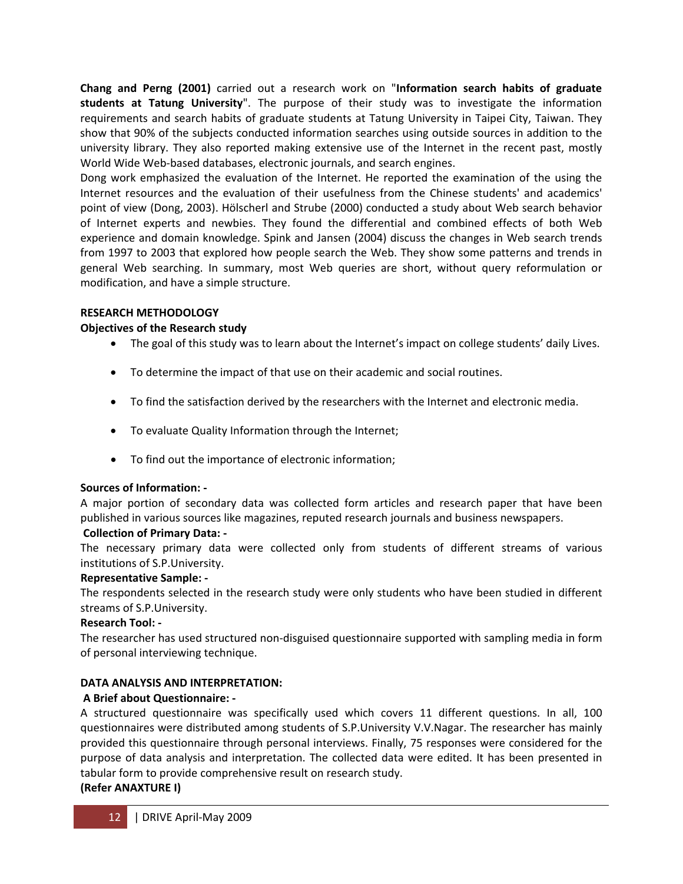**Chang and Perng (2001)** carried out a research work on "**Information search habits of graduate students at Tatung University**". The purpose of their study was to investigate the information requirements and search habits of graduate students at Tatung University in Taipei City, Taiwan. They show that 90% of the subjects conducted information searches using outside sources in addition to the university library. They also reported making extensive use of the Internet in the recent past, mostly World Wide Web-based databases, electronic journals, and search engines.

Dong work emphasized the evaluation of the Internet. He reported the examination of the using the Internet resources and the evaluation of their usefulness from the Chinese students' and academics' point of view (Dong, 2003). Hölscherl and Strube (2000) conducted a study about Web search behavior of Internet experts and newbies. They found the differential and combined effects of both Web experience and domain knowledge. Spink and Jansen (2004) discuss the changes in Web search trends from 1997 to 2003 that explored how people search the Web. They show some patterns and trends in general Web searching. In summary, most Web queries are short, without query reformulation or modification, and have a simple structure.

## RESEARCH METHODOLOGY

### Objectives of the Research study

- The goal of this study was to learn about the Internet's impact on college students' daily Lives.
- To determine the impact of that use on their academic and social routines.
- To find the satisfaction derived by the researchers with the Internet and electronic media.
- To evaluate Quality Information through the Internet;
- To find out the importance of electronic information;

**Sources of Information: -**

A major portion of secondary data was collected form articles and research paper that have been published in various sources like magazines, reputed research journals and business newspapers.

**Collection of Primary Data: -**

The necessary primary data were collected only from students of different streams of various institutions of S.P.University.

**Representative Sample: -**

The respondents selected in the research study were only students who have been studied in different streams of S.P.University.

**Research Tool: -**

The researcher has used structured non-disguised questionnaire supported with sampling media in form of personal interviewing technique.

## DATA ANALYSIS AND INTERPRETATION:

**A Brief about Questionnaire: -**

A structured questionnaire was specifically used which covers 11 different questions. In all, 100 questionnaires were distributed among students of S.P.University V.V.Nagar. The researcher has mainly provided this questionnaire through personal interviews. Finally, 75 responses were considered for the purpose of data analysis and interpretation. The collected data were edited. It has been presented in tabular form to provide comprehensive result on research study.

**(Refer ANAXTURE I)**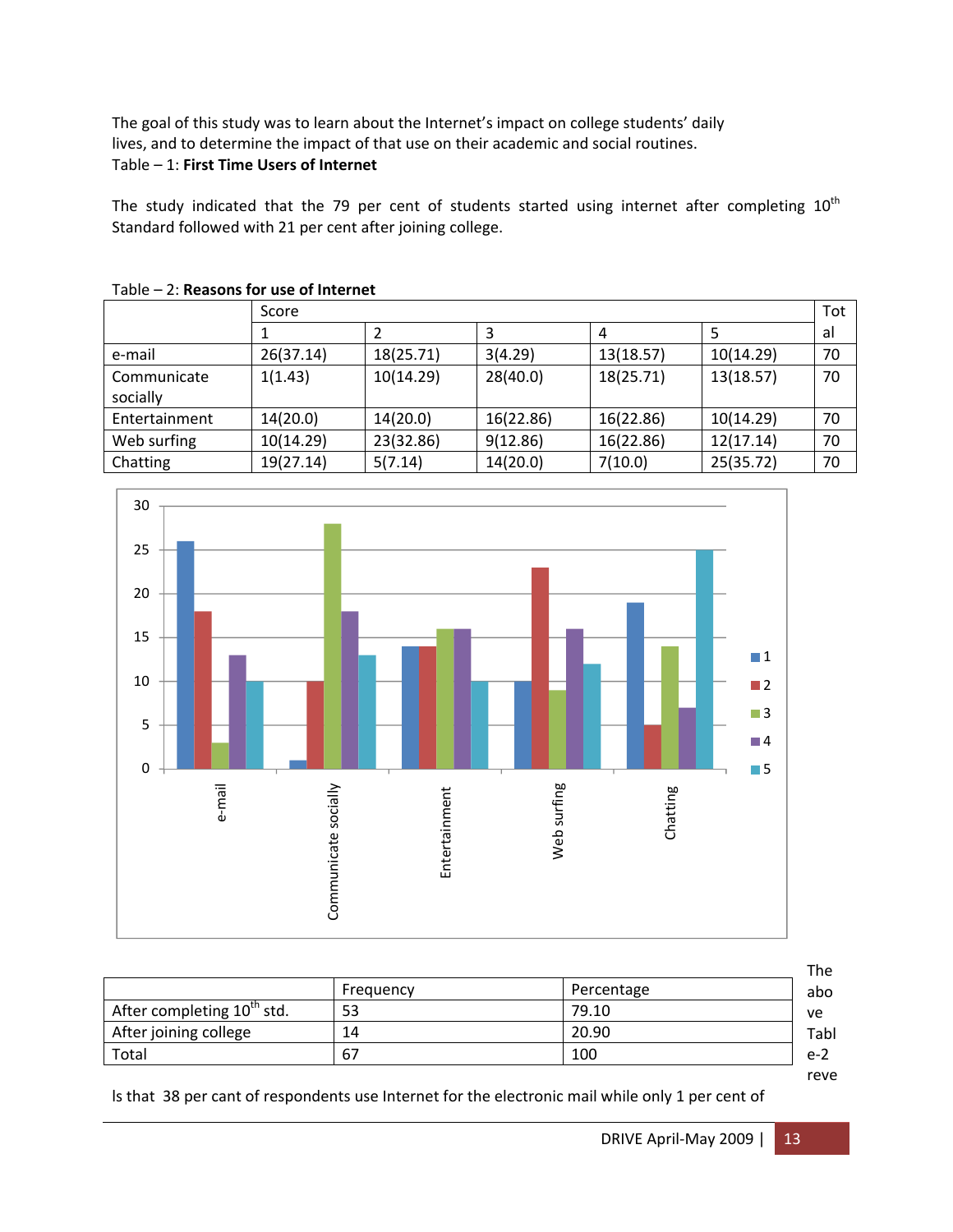The goal of this study was to learn about the Internet's impact on college students' daily lives, and to determine the impact of that use on their academic and social routines.

Table – 1: **First Time Users of Internet**

The study indicated that the 79 per cent of students started using internet after completing 10th Standard followed with 21 per cent after joining college.

Table – 2: **Reasons for use of Internet**

| | Score | | | | | Total |
|---|---|---|---|---|---|---|
| | 1 | 2 | 3 | 4 | 5 | |
| e-mail | 26(37.14) | 18(25.71) | 3(4.29) | 13(18.57) | 10(14.29) | 70 |
| Communicate socially | 1(1.43) | 10(14.29) | 28(40.0) | 18(25.71) | 13(18.57) | 70 |
| Entertainment | 14(20.0) | 14(20.0) | 16(22.86) | 16(22.86) | 10(14.29) | 70 |
| Web surfing | 10(14.29) | 23(32.86) | 9(12.86) | 16(22.86) | 12(17.14) | 70 |
| Chatting | 19(27.14) | 5(7.14) | 14(20.0) | 7(10.0) | 25(35.72) | 70 |

| | Frequency | Percentage |
|---|---|---|
| After completing 10th std. | 53 | 79.10 |
| After joining college | 14 | 20.90 |
| Total | 67 | 100 |

The above Table-2 reveals that 38 per cant of respondents use Internet for the electronic mail while only 1 per cent of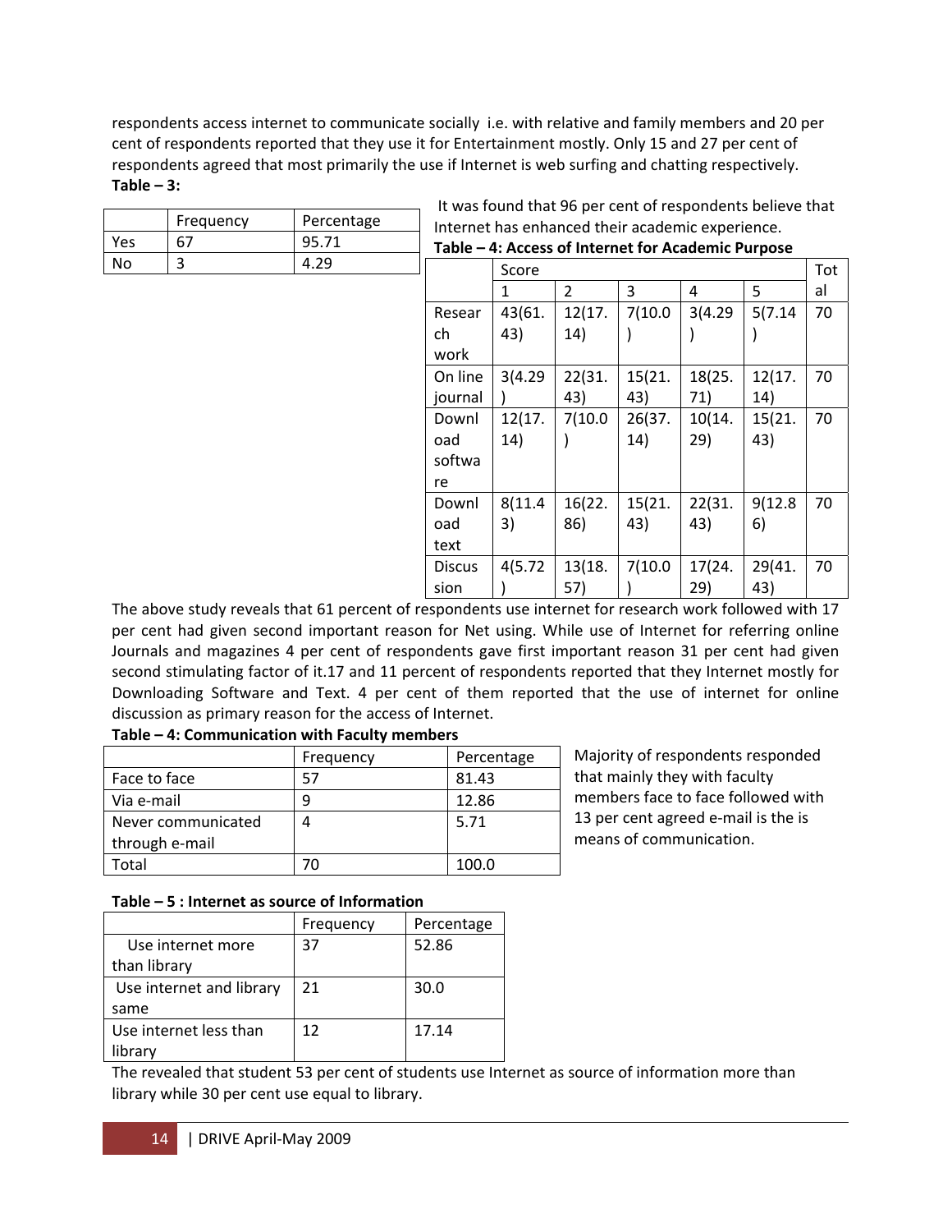respondents access internet to communicate socially i.e. with relative and family members and 20 per cent of respondents reported that they use it for Entertainment mostly. Only 15 and 27 per cent of respondents agreed that most primarily the use if Internet is web surfing and chatting respectively.

**Table – 3:**

| | Frequency | Percentage |
|---|---|---|
| Yes | 67 | 95.71 |
| No | 3 | 4.29 |

It was found that 96 per cent of respondents believe that Internet has enhanced their academic experience.

**Table – 4: Access of Internet for Academic Purpose**

| | Score | | | | | Total |
|---|---|---|---|---|---|---|
| | 1 | 2 | 3 | 4 | 5 | |
| Research work | 43(61.43) | 12(17.14) | 7(10.0) | 3(4.29) | 5(7.14) | 70 |
| On line journal | 3(4.29) | 22(31.43) | 15(21.43) | 18(25.71) | 12(17.14) | 70 |
| Download software | 12(17.14) | 7(10.0) | 26(37.14) | 10(14.29) | 15(21.43) | 70 |
| Download text | 8(11.43) | 16(22.86) | 15(21.43) | 22(31.43) | 9(12.86) | 70 |
| Discussion | 4(5.72) | 13(18.57) | 7(10.0) | 17(24.29) | 29(41.43) | 70 |

The above study reveals that 61 percent of respondents use internet for research work followed with 17 per cent had given second important reason for Net using. While use of Internet for referring online Journals and magazines 4 per cent of respondents gave first important reason 31 per cent had given second stimulating factor of it.17 and 11 percent of respondents reported that they Internet mostly for Downloading Software and Text. 4 per cent of them reported that the use of internet for online discussion as primary reason for the access of Internet.

**Table – 4: Communication with Faculty members**

| | Frequency | Percentage |
|---|---|---|
| Face to face | 57 | 81.43 |
| Via e-mail | 9 | 12.86 |
| Never communicated through e-mail | 4 | 5.71 |
| Total | 70 | 100.0 |

Majority of respondents responded that mainly they with faculty members face to face followed with 13 per cent agreed e-mail is the is means of communication.

**Table – 5 : Internet as source of Information**

| | Frequency | Percentage |
|---|---|---|
| Use internet more than library | 37 | 52.86 |
| Use internet and library same | 21 | 30.0 |
| Use internet less than library | 12 | 17.14 |

The revealed that student 53 per cent of students use Internet as source of information more than library while 30 per cent use equal to library.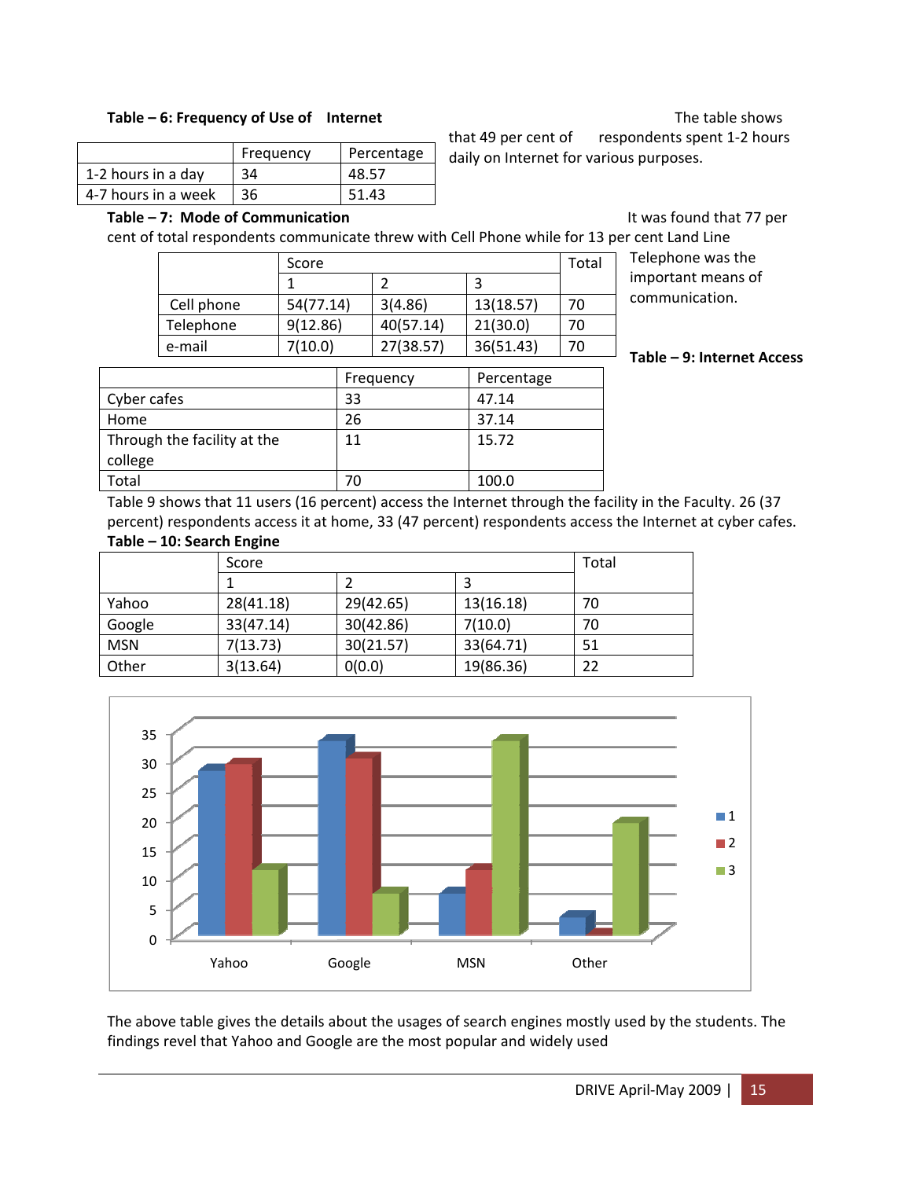**Table – 6: Frequency of Use of Internet**

| | Frequency | Percentage |
|---|---|---|
| 1-2 hours in a day | 34 | 48.57 |
| 4-7 hours in a week | 36 | 51.43 |

The table shows that 49 per cent of respondents spent 1-2 hours daily on Internet for various purposes.

**Table – 7: Mode of Communication**

It was found that 77 per cent of total respondents communicate threw with Cell Phone while for 13 per cent Land Line Telephone was the important means of communication.

| | Score | | | Total |
|---|---|---|---|---|
| | 1 | 2 | 3 | |
| Cell phone | 54(77.14) | 3(4.86) | 13(18.57) | 70 |
| Telephone | 9(12.86) | 40(57.14) | 21(30.0) | 70 |
| e-mail | 7(10.0) | 27(38.57) | 36(51.43) | 70 |

**Table – 9: Internet Access**

| | Frequency | Percentage |
|---|---|---|
| Cyber cafes | 33 | 47.14 |
| Home | 26 | 37.14 |
| Through the facility at the college | 11 | 15.72 |
| Total | 70 | 100.0 |

Table 9 shows that 11 users (16 percent) access the Internet through the facility in the Faculty. 26 (37 percent) respondents access it at home, 33 (47 percent) respondents access the Internet at cyber cafes.

**Table – 10: Search Engine**

| | Score | | | Total |
|---|---|---|---|---|
| | 1 | 2 | 3 | |
| Yahoo | 28(41.18) | 29(42.65) | 13(16.18) | 70 |
| Google | 33(47.14) | 30(42.86) | 7(10.0) | 70 |
| MSN | 7(13.73) | 30(21.57) | 33(64.71) | 51 |
| Other | 3(13.64) | 0(0.0) | 19(86.36) | 22 |

The above table gives the details about the usages of search engines mostly used by the students. The findings revel that Yahoo and Google are the most popular and widely used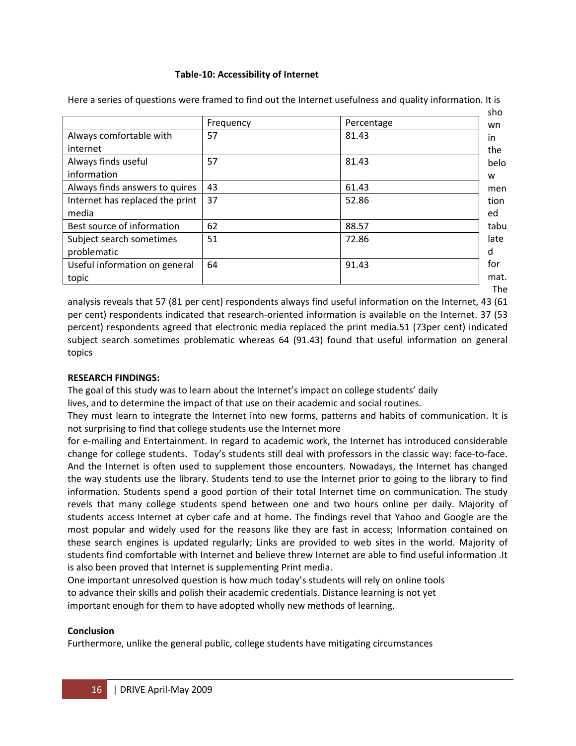**Table-10: Accessibility of Internet**

Here a series of questions were framed to find out the Internet usefulness and quality information. It is shown in the below mentioned tabulated format.

| | Frequency | Percentage |
|---|---|---|
| Always comfortable with internet | 57 | 81.43 |
| Always finds useful information | 57 | 81.43 |
| Always finds answers to quires | 43 | 61.43 |
| Internet has replaced the print media | 37 | 52.86 |
| Best source of information | 62 | 88.57 |
| Subject search sometimes problematic | 51 | 72.86 |
| Useful information on general topic | 64 | 91.43 |

The analysis reveals that 57 (81 per cent) respondents always find useful information on the Internet, 43 (61 per cent) respondents indicated that research-oriented information is available on the Internet. 37 (53 percent) respondents agreed that electronic media replaced the print media.51 (73per cent) indicated subject search sometimes problematic whereas 64 (91.43) found that useful information on general topics

**RESEARCH FINDINGS:**

The goal of this study was to learn about the Internet's impact on college students' daily lives, and to determine the impact of that use on their academic and social routines.

They must learn to integrate the Internet into new forms, patterns and habits of communication. It is not surprising to find that college students use the Internet more for e-mailing and Entertainment. In regard to academic work, the Internet has introduced considerable change for college students. Today's students still deal with professors in the classic way: face-to-face. And the Internet is often used to supplement those encounters. Nowadays, the Internet has changed the way students use the library. Students tend to use the Internet prior to going to the library to find information. Students spend a good portion of their total Internet time on communication. The study revels that many college students spend between one and two hours online per daily. Majority of students access Internet at cyber cafe and at home. The findings revel that Yahoo and Google are the most popular and widely used for the reasons like they are fast in access; Information contained on these search engines is updated regularly; Links are provided to web sites in the world. Majority of students find comfortable with Internet and believe threw Internet are able to find useful information .It is also been proved that Internet is supplementing Print media.

One important unresolved question is how much today's students will rely on online tools to advance their skills and polish their academic credentials. Distance learning is not yet important enough for them to have adopted wholly new methods of learning.

**Conclusion**

Furthermore, unlike the general public, college students have mitigating circumstances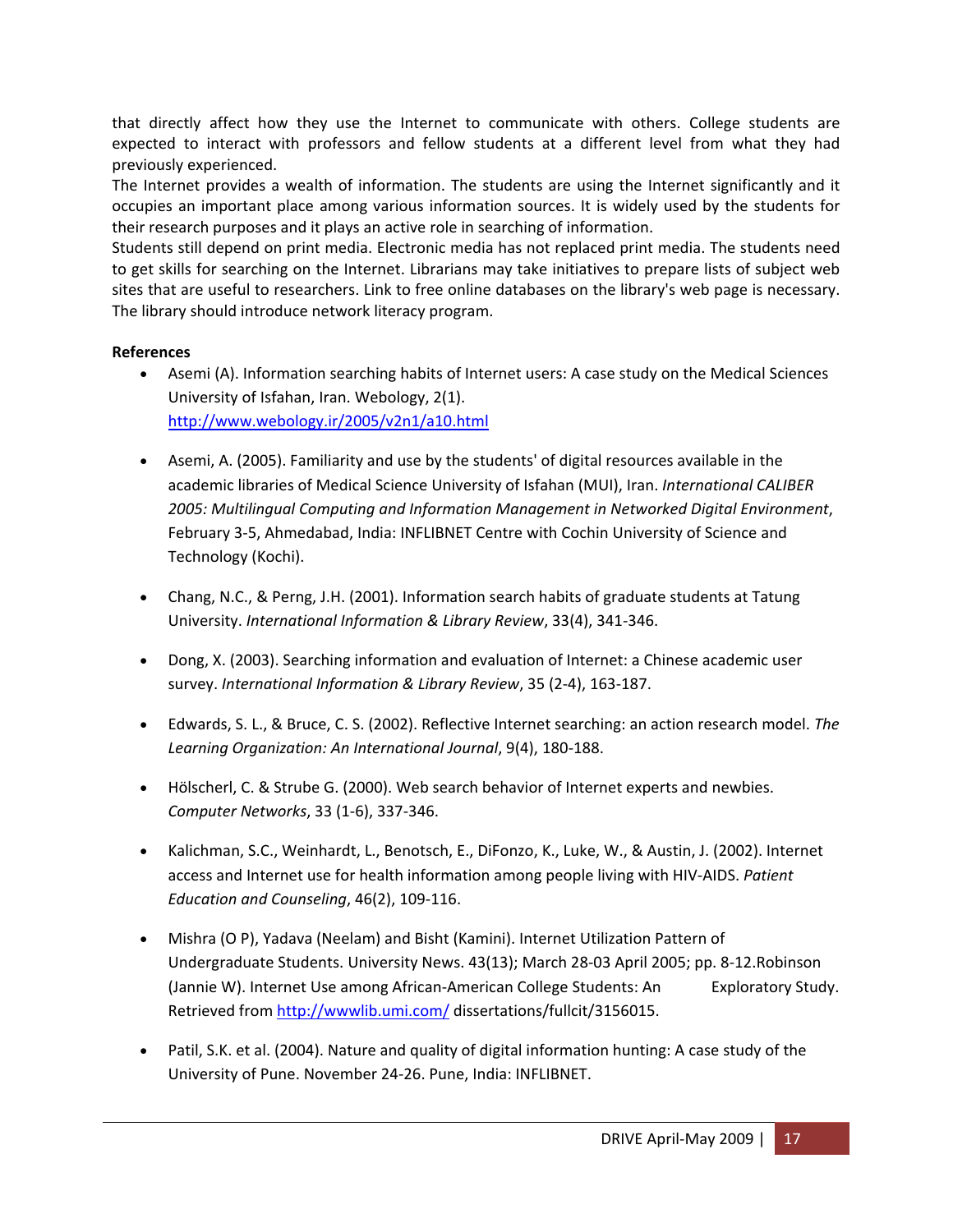that directly affect how they use the Internet to communicate with others. College students are expected to interact with professors and fellow students at a different level from what they had previously experienced.

The Internet provides a wealth of information. The students are using the Internet significantly and it occupies an important place among various information sources. It is widely used by the students for their research purposes and it plays an active role in searching of information.

Students still depend on print media. Electronic media has not replaced print media. The students need to get skills for searching on the Internet. Librarians may take initiatives to prepare lists of subject web sites that are useful to researchers. Link to free online databases on the library's web page is necessary. The library should introduce network literacy program.

**References**

- Asemi (A). Information searching habits of Internet users: A case study on the Medical Sciences University of Isfahan, Iran. Webology, 2(1). http://www.webology.ir/2005/v2n1/a10.html

- Asemi, A. (2005). Familiarity and use by the students' of digital resources available in the academic libraries of Medical Science University of Isfahan (MUI), Iran. *International CALIBER 2005: Multilingual Computing and Information Management in Networked Digital Environment*, February 3-5, Ahmedabad, India: INFLIBNET Centre with Cochin University of Science and Technology (Kochi).

- Chang, N.C., & Perng, J.H. (2001). Information search habits of graduate students at Tatung University. *International Information & Library Review*, 33(4), 341-346.

- Dong, X. (2003). Searching information and evaluation of Internet: a Chinese academic user survey. *International Information & Library Review*, 35 (2-4), 163-187.

- Edwards, S. L., & Bruce, C. S. (2002). Reflective Internet searching: an action research model. *The Learning Organization: An International Journal*, 9(4), 180-188.

- Hölscherl, C. & Strube G. (2000). Web search behavior of Internet experts and newbies. *Computer Networks*, 33 (1-6), 337-346.

- Kalichman, S.C., Weinhardt, L., Benotsch, E., DiFonzo, K., Luke, W., & Austin, J. (2002). Internet access and Internet use for health information among people living with HIV-AIDS. *Patient Education and Counseling*, 46(2), 109-116.

- Mishra (O P), Yadava (Neelam) and Bisht (Kamini). Internet Utilization Pattern of Undergraduate Students. University News. 43(13); March 28-03 April 2005; pp. 8-12.Robinson (Jannie W). Internet Use among African-American College Students: An Exploratory Study. Retrieved from http://wwwlib.umi.com/ dissertations/fullcit/3156015.

- Patil, S.K. et al. (2004). Nature and quality of digital information hunting: A case study of the University of Pune. November 24-26. Pune, India: INFLIBNET.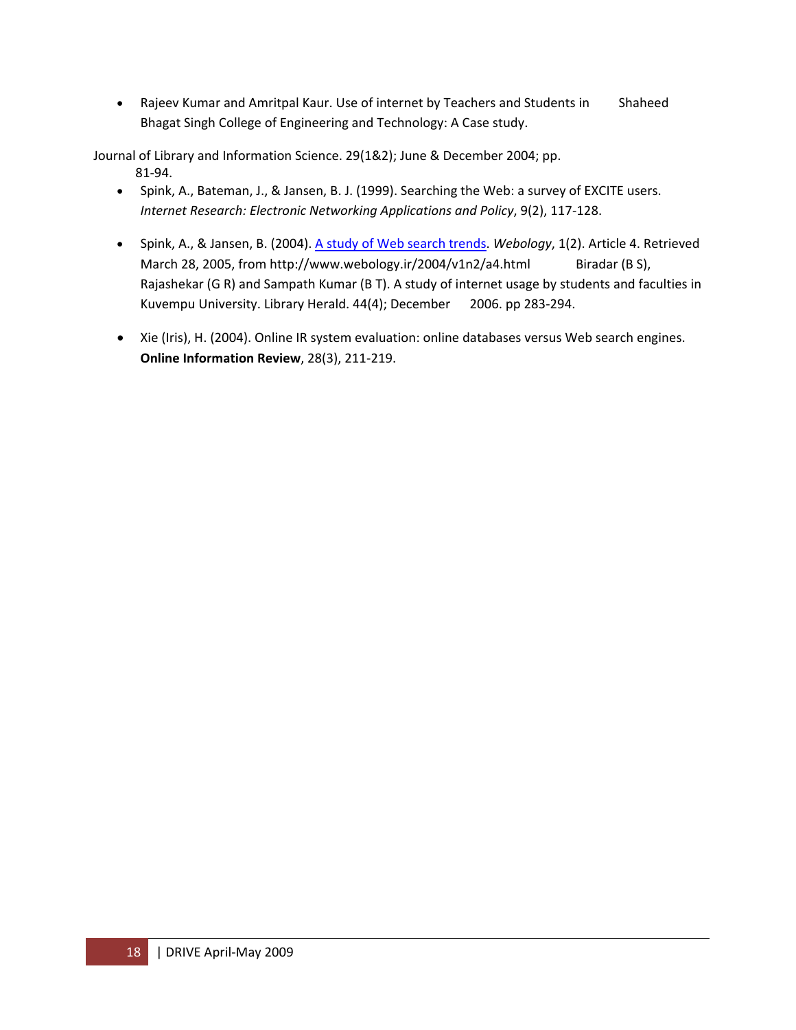- Rajeev Kumar and Amritpal Kaur. Use of internet by Teachers and Students in Shaheed Bhagat Singh College of Engineering and Technology: A Case study.

Journal of Library and Information Science. 29(1&2); June & December 2004; pp. 81-94.

- Spink, A., Bateman, J., & Jansen, B. J. (1999). Searching the Web: a survey of EXCITE users. *Internet Research: Electronic Networking Applications and Policy*, 9(2), 117-128.

- Spink, A., & Jansen, B. (2004). A study of Web search trends. *Webology*, 1(2). Article 4. Retrieved March 28, 2005, from http://www.webology.ir/2004/v1n2/a4.html Biradar (B S), Rajashekar (G R) and Sampath Kumar (B T). A study of internet usage by students and faculties in Kuvempu University. Library Herald. 44(4); December 2006. pp 283-294.

- Xie (Iris), H. (2004). Online IR system evaluation: online databases versus Web search engines. **Online Information Review**, 28(3), 211-219.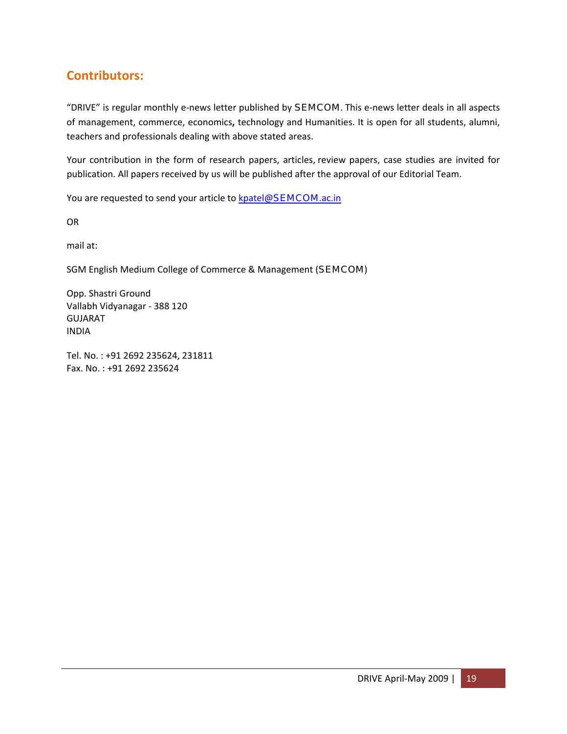## Contributors:

"DRIVE" is regular monthly e-news letter published by SEMCOM. This e-news letter deals in all aspects of management, commerce, economics**,** technology and Humanities. It is open for all students, alumni, teachers and professionals dealing with above stated areas.

Your contribution in the form of research papers, articles, review papers, case studies are invited for publication. All papers received by us will be published after the approval of our Editorial Team.

You are requested to send your article to kpatel@SEMCOM.ac.in

OR

mail at:

SGM English Medium College of Commerce & Management (SEMCOM)

Opp. Shastri Ground
Vallabh Vidyanagar - 388 120
GUJARAT
INDIA

Tel. No. : +91 2692 235624, 231811
Fax. No. : +91 2692 235624